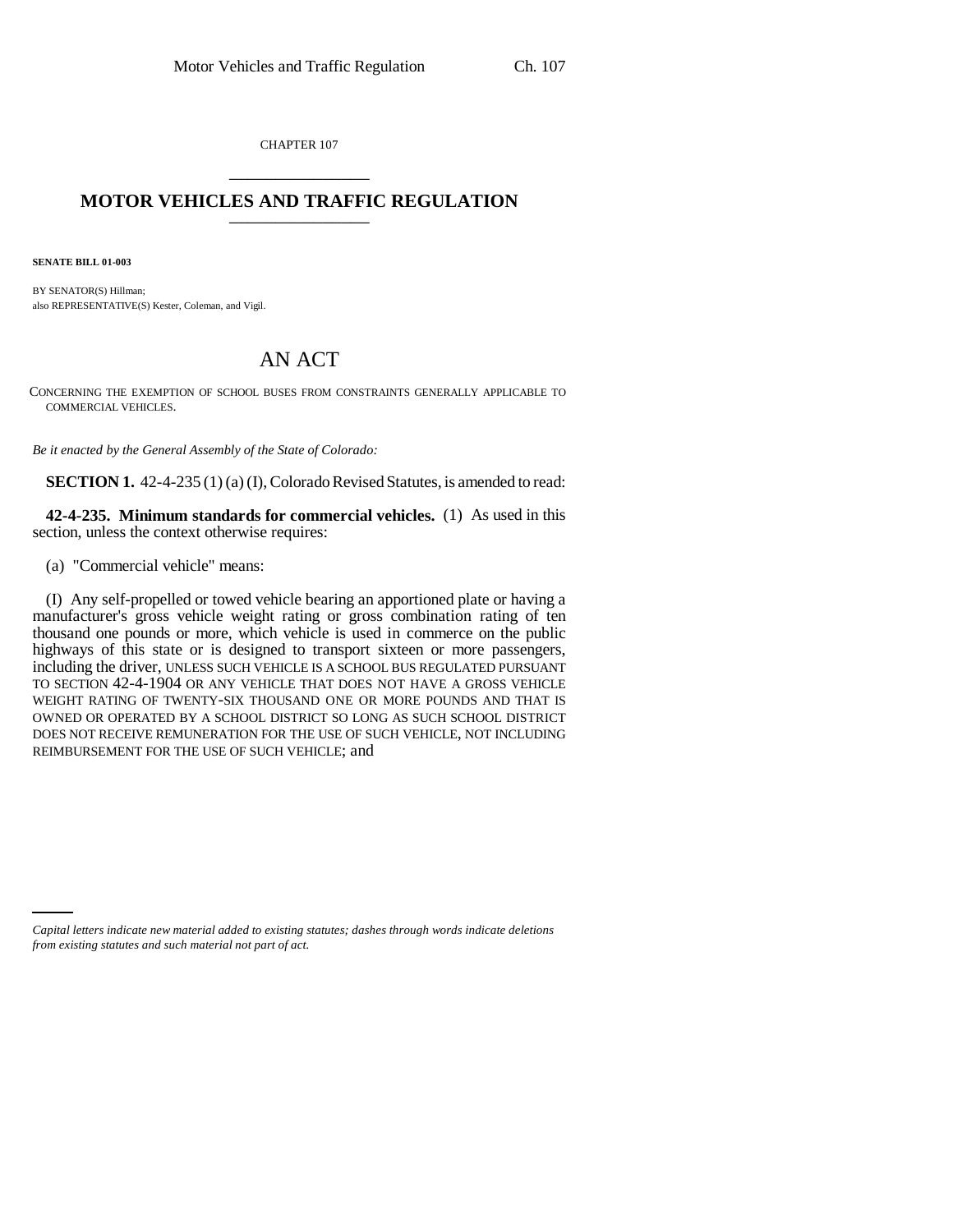CHAPTER 107

# MOTOR VEHICLES AND TRAFFIC REGULATION

**SENATE BILL 01-003**

BY SENATOR(S) Hillman;
also REPRESENTATIVE(S) Kester, Coleman, and Vigil.

# AN ACT

CONCERNING THE EXEMPTION OF SCHOOL BUSES FROM CONSTRAINTS GENERALLY APPLICABLE TO COMMERCIAL VEHICLES.

*Be it enacted by the General Assembly of the State of Colorado:*

**SECTION 1.** 42-4-235 (1) (a) (I), Colorado Revised Statutes, is amended to read:

**42-4-235. Minimum standards for commercial vehicles.** (1) As used in this section, unless the context otherwise requires:

(a) "Commercial vehicle" means:

(I) Any self-propelled or towed vehicle bearing an apportioned plate or having a manufacturer's gross vehicle weight rating or gross combination rating of ten thousand one pounds or more, which vehicle is used in commerce on the public highways of this state or is designed to transport sixteen or more passengers, including the driver, UNLESS SUCH VEHICLE IS A SCHOOL BUS REGULATED PURSUANT TO SECTION 42-4-1904 OR ANY VEHICLE THAT DOES NOT HAVE A GROSS VEHICLE WEIGHT RATING OF TWENTY-SIX THOUSAND ONE OR MORE POUNDS AND THAT IS OWNED OR OPERATED BY A SCHOOL DISTRICT SO LONG AS SUCH SCHOOL DISTRICT DOES NOT RECEIVE REMUNERATION FOR THE USE OF SUCH VEHICLE, NOT INCLUDING REIMBURSEMENT FOR THE USE OF SUCH VEHICLE; and

*Capital letters indicate new material added to existing statutes; dashes through words indicate deletions from existing statutes and such material not part of act.*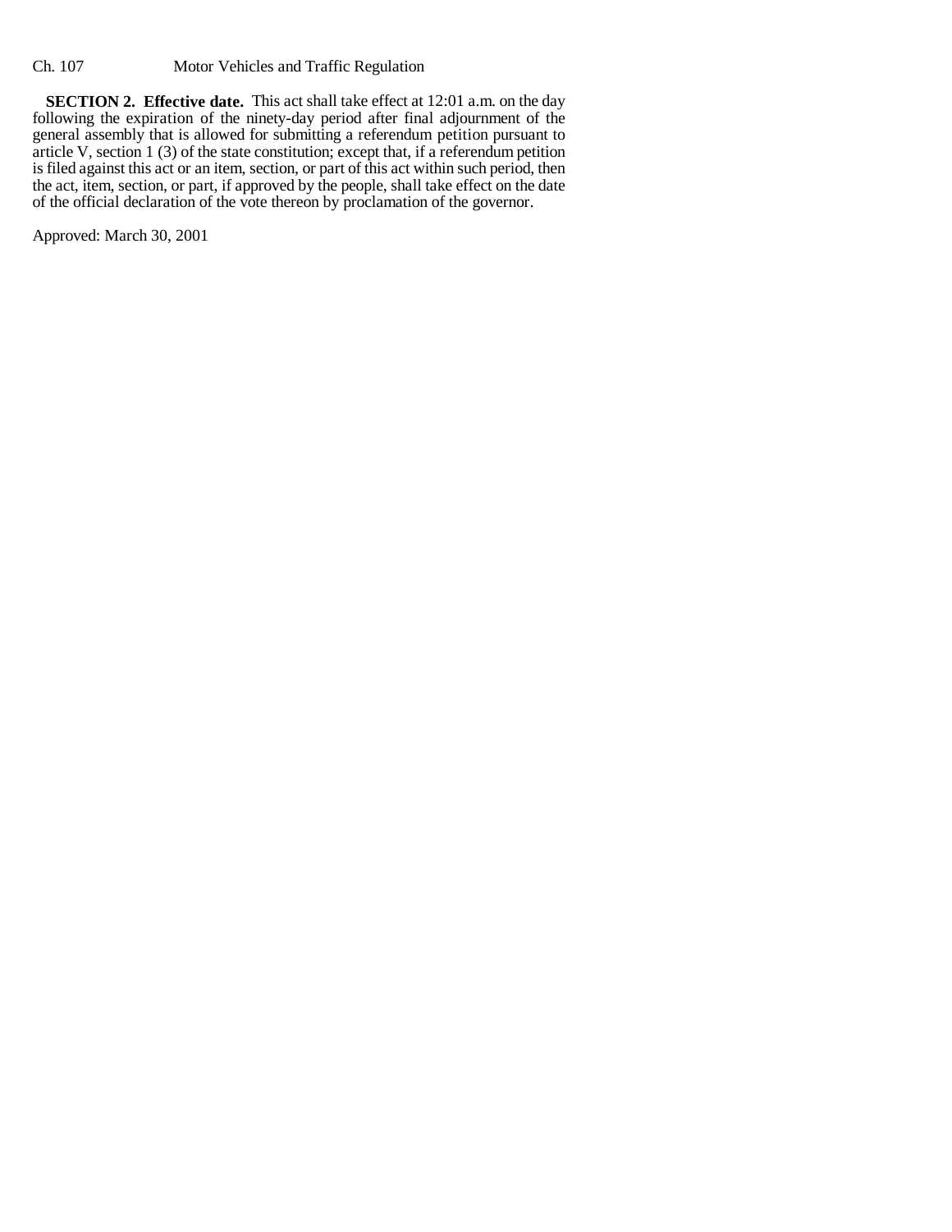**SECTION 2. Effective date.** This act shall take effect at 12:01 a.m. on the day following the expiration of the ninety-day period after final adjournment of the general assembly that is allowed for submitting a referendum petition pursuant to article V, section 1 (3) of the state constitution; except that, if a referendum petition is filed against this act or an item, section, or part of this act within such period, then the act, item, section, or part, if approved by the people, shall take effect on the date of the official declaration of the vote thereon by proclamation of the governor.

Approved: March 30, 2001